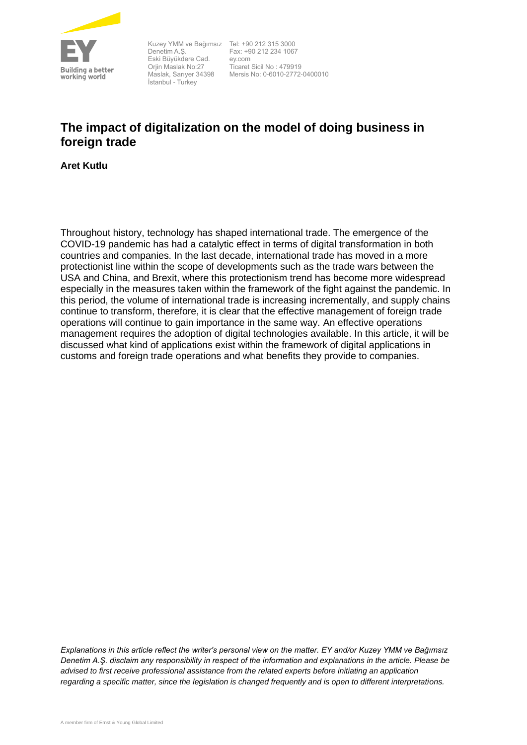Kuzey YMM ve Bağımsız Denetim A.Ş.
Eski Büyükdere Cad.
Orjin Maslak No:27
Maslak, Sarıyer 34398
İstanbul - Turkey

Tel: +90 212 315 3000
Fax: +90 212 234 1067
ey.com
Ticaret Sicil No : 479919
Mersis No: 0-6010-2772-0400010

# The impact of digitalization on the model of doing business in foreign trade

**Aret Kutlu**

Throughout history, technology has shaped international trade. The emergence of the COVID-19 pandemic has had a catalytic effect in terms of digital transformation in both countries and companies. In the last decade, international trade has moved in a more protectionist line within the scope of developments such as the trade wars between the USA and China, and Brexit, where this protectionism trend has become more widespread especially in the measures taken within the framework of the fight against the pandemic. In this period, the volume of international trade is increasing incrementally, and supply chains continue to transform, therefore, it is clear that the effective management of foreign trade operations will continue to gain importance in the same way. An effective operations management requires the adoption of digital technologies available. In this article, it will be discussed what kind of applications exist within the framework of digital applications in customs and foreign trade operations and what benefits they provide to companies.

*Explanations in this article reflect the writer's personal view on the matter. EY and/or Kuzey YMM ve Bağımsız Denetim A.Ş. disclaim any responsibility in respect of the information and explanations in the article. Please be advised to first receive professional assistance from the related experts before initiating an application regarding a specific matter, since the legislation is changed frequently and is open to different interpretations.*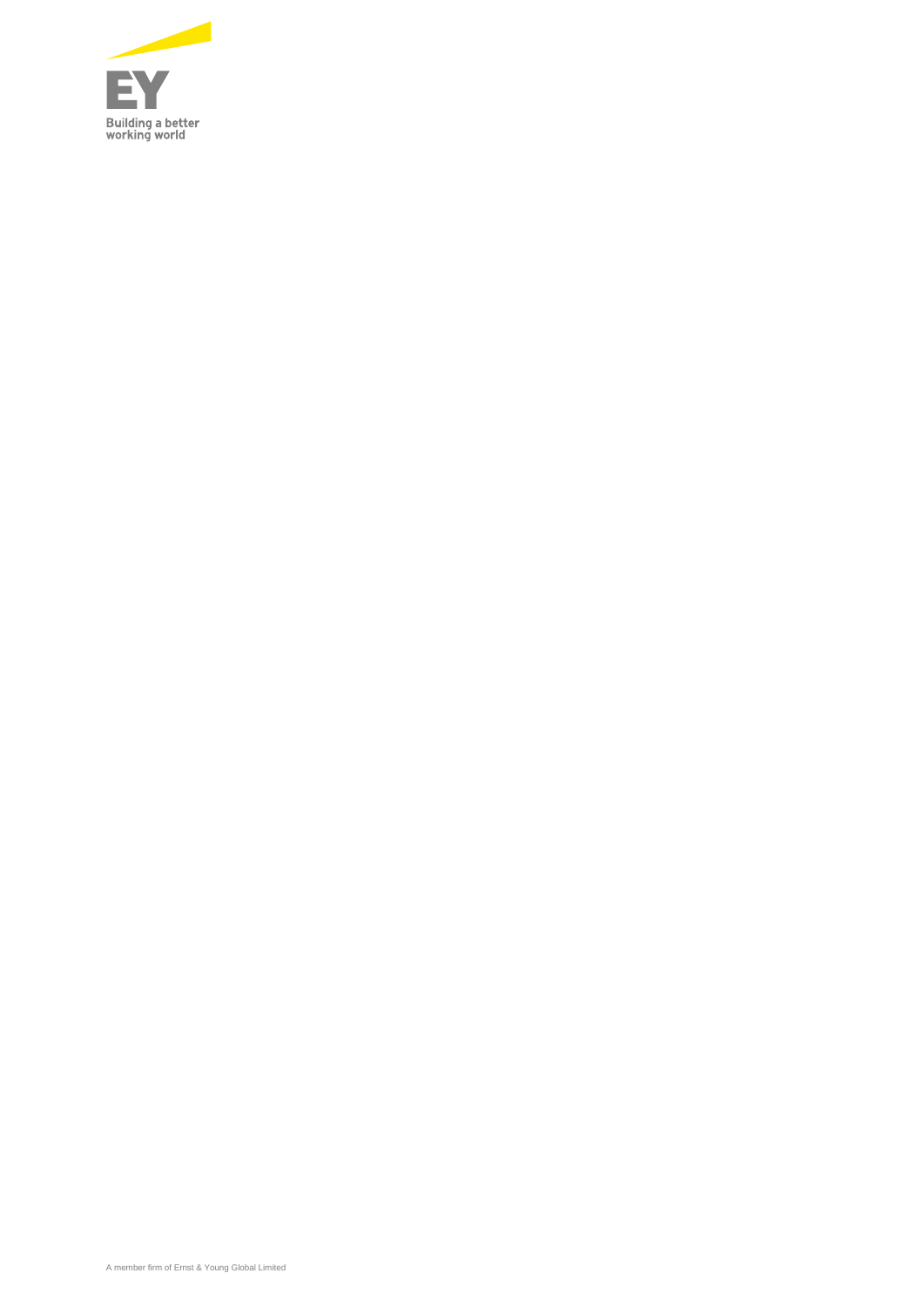EY

Building a better working world

A member firm of Ernst & Young Global Limited